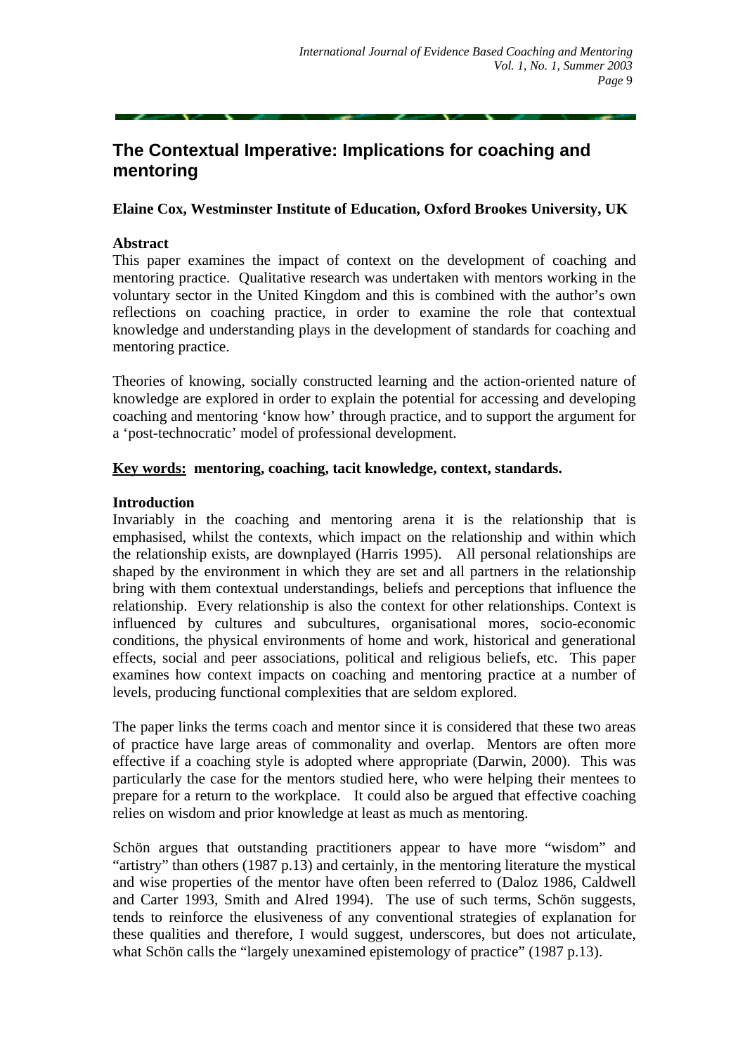# The Contextual Imperative: Implications for coaching and mentoring

**Elaine Cox, Westminster Institute of Education, Oxford Brookes University, UK**

## Abstract

This paper examines the impact of context on the development of coaching and mentoring practice. Qualitative research was undertaken with mentors working in the voluntary sector in the United Kingdom and this is combined with the author's own reflections on coaching practice, in order to examine the role that contextual knowledge and understanding plays in the development of standards for coaching and mentoring practice.

Theories of knowing, socially constructed learning and the action-oriented nature of knowledge are explored in order to explain the potential for accessing and developing coaching and mentoring 'know how' through practice, and to support the argument for a 'post-technocratic' model of professional development.

**Key words: mentoring, coaching, tacit knowledge, context, standards.**

## Introduction

Invariably in the coaching and mentoring arena it is the relationship that is emphasised, whilst the contexts, which impact on the relationship and within which the relationship exists, are downplayed (Harris 1995). All personal relationships are shaped by the environment in which they are set and all partners in the relationship bring with them contextual understandings, beliefs and perceptions that influence the relationship. Every relationship is also the context for other relationships. Context is influenced by cultures and subcultures, organisational mores, socio-economic conditions, the physical environments of home and work, historical and generational effects, social and peer associations, political and religious beliefs, etc. This paper examines how context impacts on coaching and mentoring practice at a number of levels, producing functional complexities that are seldom explored.

The paper links the terms coach and mentor since it is considered that these two areas of practice have large areas of commonality and overlap. Mentors are often more effective if a coaching style is adopted where appropriate (Darwin, 2000). This was particularly the case for the mentors studied here, who were helping their mentees to prepare for a return to the workplace. It could also be argued that effective coaching relies on wisdom and prior knowledge at least as much as mentoring.

Schön argues that outstanding practitioners appear to have more "wisdom" and "artistry" than others (1987 p.13) and certainly, in the mentoring literature the mystical and wise properties of the mentor have often been referred to (Daloz 1986, Caldwell and Carter 1993, Smith and Alred 1994). The use of such terms, Schön suggests, tends to reinforce the elusiveness of any conventional strategies of explanation for these qualities and therefore, I would suggest, underscores, but does not articulate, what Schön calls the "largely unexamined epistemology of practice" (1987 p.13).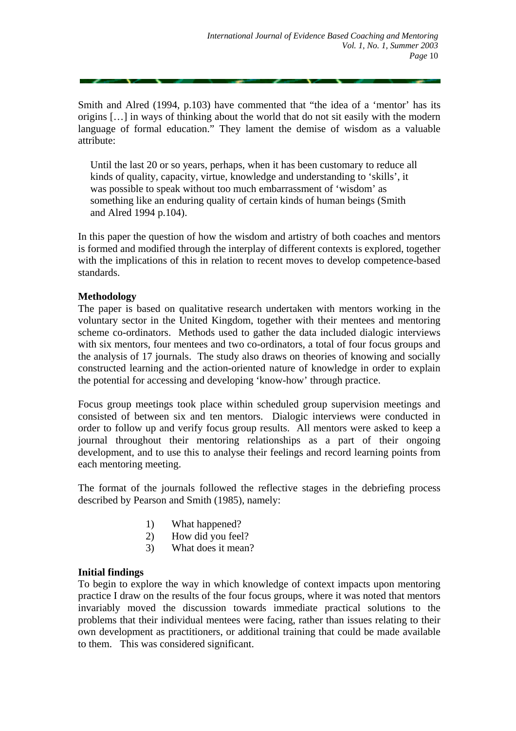Smith and Alred (1994, p.103) have commented that "the idea of a 'mentor' has its origins […] in ways of thinking about the world that do not sit easily with the modern language of formal education." They lament the demise of wisdom as a valuable attribute:

> Until the last 20 or so years, perhaps, when it has been customary to reduce all kinds of quality, capacity, virtue, knowledge and understanding to 'skills', it was possible to speak without too much embarrassment of 'wisdom' as something like an enduring quality of certain kinds of human beings (Smith and Alred 1994 p.104).

In this paper the question of how the wisdom and artistry of both coaches and mentors is formed and modified through the interplay of different contexts is explored, together with the implications of this in relation to recent moves to develop competence-based standards.

**Methodology**

The paper is based on qualitative research undertaken with mentors working in the voluntary sector in the United Kingdom, together with their mentees and mentoring scheme co-ordinators. Methods used to gather the data included dialogic interviews with six mentors, four mentees and two co-ordinators, a total of four focus groups and the analysis of 17 journals. The study also draws on theories of knowing and socially constructed learning and the action-oriented nature of knowledge in order to explain the potential for accessing and developing 'know-how' through practice.

Focus group meetings took place within scheduled group supervision meetings and consisted of between six and ten mentors. Dialogic interviews were conducted in order to follow up and verify focus group results. All mentors were asked to keep a journal throughout their mentoring relationships as a part of their ongoing development, and to use this to analyse their feelings and record learning points from each mentoring meeting.

The format of the journals followed the reflective stages in the debriefing process described by Pearson and Smith (1985), namely:

1) What happened?
2) How did you feel?
3) What does it mean?

**Initial findings**

To begin to explore the way in which knowledge of context impacts upon mentoring practice I draw on the results of the four focus groups, where it was noted that mentors invariably moved the discussion towards immediate practical solutions to the problems that their individual mentees were facing, rather than issues relating to their own development as practitioners, or additional training that could be made available to them. This was considered significant.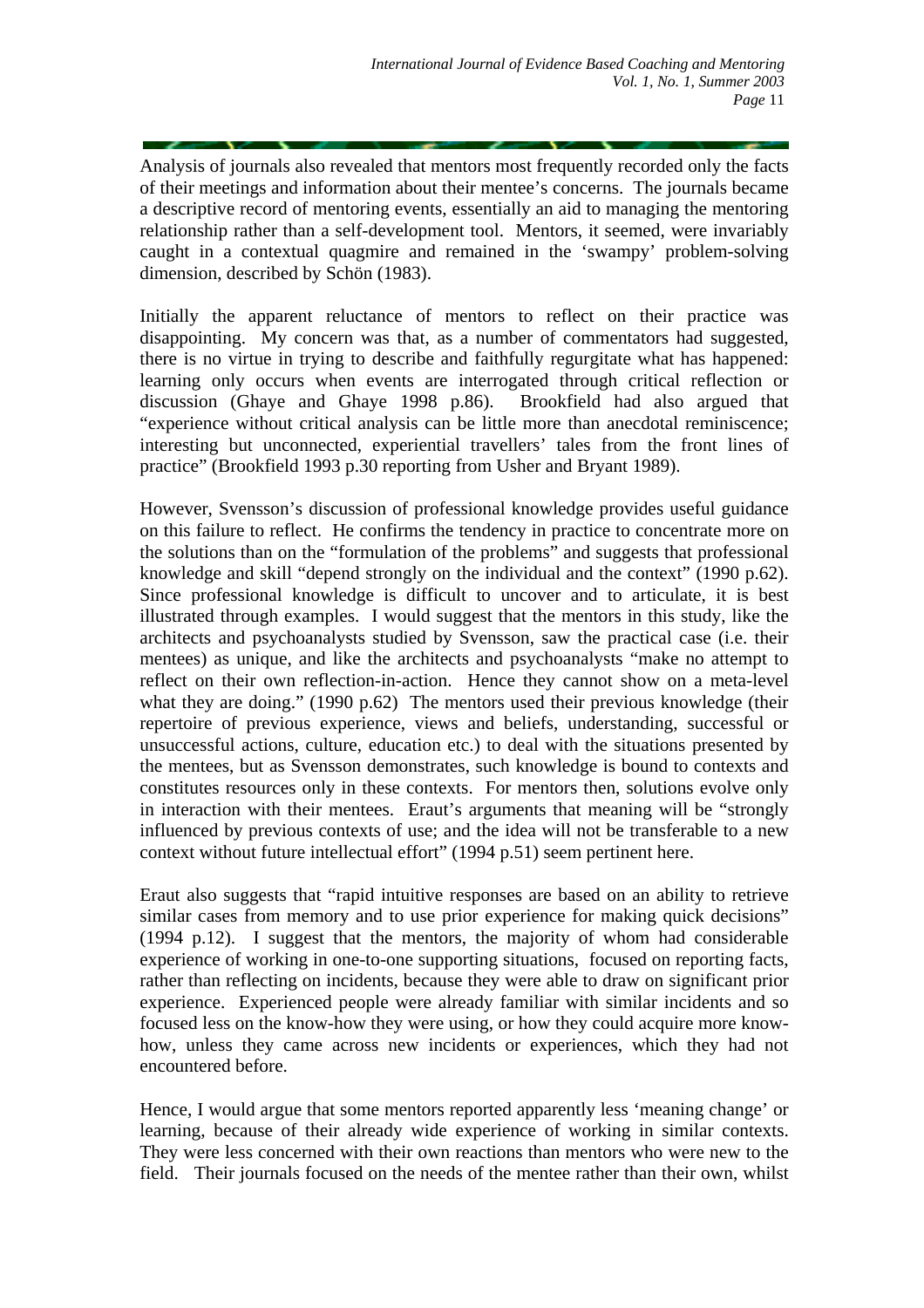Analysis of journals also revealed that mentors most frequently recorded only the facts of their meetings and information about their mentee's concerns. The journals became a descriptive record of mentoring events, essentially an aid to managing the mentoring relationship rather than a self-development tool. Mentors, it seemed, were invariably caught in a contextual quagmire and remained in the 'swampy' problem-solving dimension, described by Schön (1983).

Initially the apparent reluctance of mentors to reflect on their practice was disappointing. My concern was that, as a number of commentators had suggested, there is no virtue in trying to describe and faithfully regurgitate what has happened: learning only occurs when events are interrogated through critical reflection or discussion (Ghaye and Ghaye 1998 p.86). Brookfield had also argued that "experience without critical analysis can be little more than anecdotal reminiscence; interesting but unconnected, experiential travellers' tales from the front lines of practice" (Brookfield 1993 p.30 reporting from Usher and Bryant 1989).

However, Svensson's discussion of professional knowledge provides useful guidance on this failure to reflect. He confirms the tendency in practice to concentrate more on the solutions than on the "formulation of the problems" and suggests that professional knowledge and skill "depend strongly on the individual and the context" (1990 p.62). Since professional knowledge is difficult to uncover and to articulate, it is best illustrated through examples. I would suggest that the mentors in this study, like the architects and psychoanalysts studied by Svensson, saw the practical case (i.e. their mentees) as unique, and like the architects and psychoanalysts "make no attempt to reflect on their own reflection-in-action. Hence they cannot show on a meta-level what they are doing." (1990 p.62) The mentors used their previous knowledge (their repertoire of previous experience, views and beliefs, understanding, successful or unsuccessful actions, culture, education etc.) to deal with the situations presented by the mentees, but as Svensson demonstrates, such knowledge is bound to contexts and constitutes resources only in these contexts. For mentors then, solutions evolve only in interaction with their mentees. Eraut's arguments that meaning will be "strongly influenced by previous contexts of use; and the idea will not be transferable to a new context without future intellectual effort" (1994 p.51) seem pertinent here.

Eraut also suggests that "rapid intuitive responses are based on an ability to retrieve similar cases from memory and to use prior experience for making quick decisions" (1994 p.12). I suggest that the mentors, the majority of whom had considerable experience of working in one-to-one supporting situations, focused on reporting facts, rather than reflecting on incidents, because they were able to draw on significant prior experience. Experienced people were already familiar with similar incidents and so focused less on the know-how they were using, or how they could acquire more know-how, unless they came across new incidents or experiences, which they had not encountered before.

Hence, I would argue that some mentors reported apparently less 'meaning change' or learning, because of their already wide experience of working in similar contexts. They were less concerned with their own reactions than mentors who were new to the field. Their journals focused on the needs of the mentee rather than their own, whilst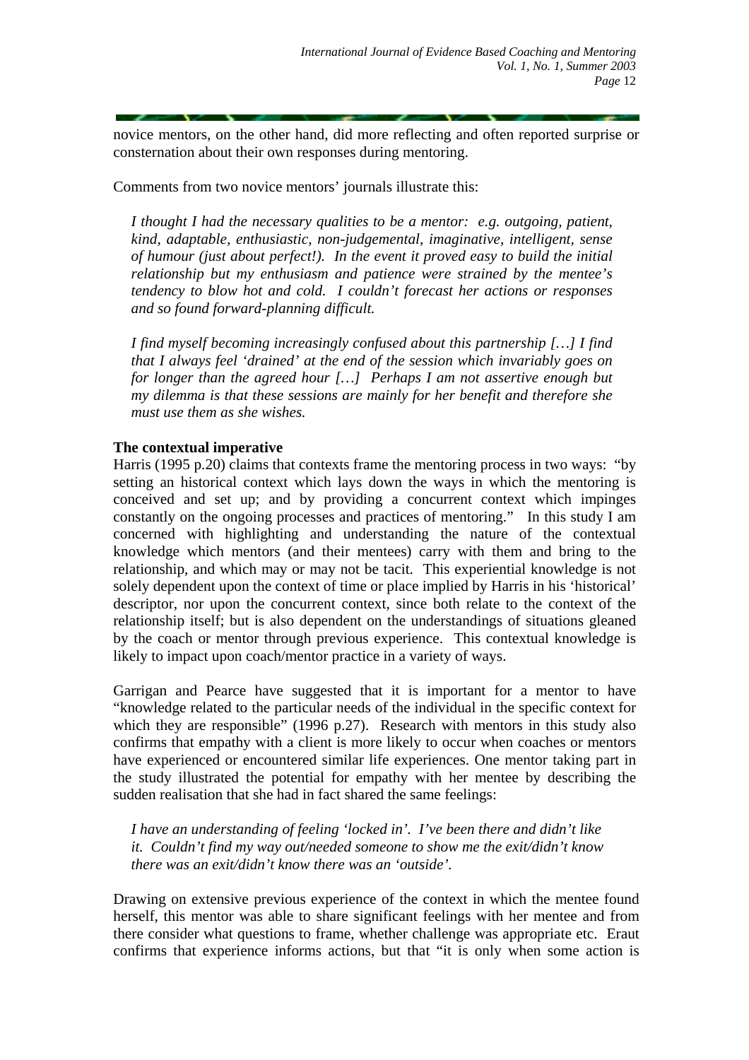novice mentors, on the other hand, did more reflecting and often reported surprise or consternation about their own responses during mentoring.

Comments from two novice mentors' journals illustrate this:

> *I thought I had the necessary qualities to be a mentor: e.g. outgoing, patient, kind, adaptable, enthusiastic, non-judgemental, imaginative, intelligent, sense of humour (just about perfect!). In the event it proved easy to build the initial relationship but my enthusiasm and patience were strained by the mentee's tendency to blow hot and cold. I couldn't forecast her actions or responses and so found forward-planning difficult.*
>
> *I find myself becoming increasingly confused about this partnership […] I find that I always feel 'drained' at the end of the session which invariably goes on for longer than the agreed hour […] Perhaps I am not assertive enough but my dilemma is that these sessions are mainly for her benefit and therefore she must use them as she wishes.*

**The contextual imperative**

Harris (1995 p.20) claims that contexts frame the mentoring process in two ways: "by setting an historical context which lays down the ways in which the mentoring is conceived and set up; and by providing a concurrent context which impinges constantly on the ongoing processes and practices of mentoring." In this study I am concerned with highlighting and understanding the nature of the contextual knowledge which mentors (and their mentees) carry with them and bring to the relationship, and which may or may not be tacit. This experiential knowledge is not solely dependent upon the context of time or place implied by Harris in his 'historical' descriptor, nor upon the concurrent context, since both relate to the context of the relationship itself; but is also dependent on the understandings of situations gleaned by the coach or mentor through previous experience. This contextual knowledge is likely to impact upon coach/mentor practice in a variety of ways.

Garrigan and Pearce have suggested that it is important for a mentor to have "knowledge related to the particular needs of the individual in the specific context for which they are responsible" (1996 p.27). Research with mentors in this study also confirms that empathy with a client is more likely to occur when coaches or mentors have experienced or encountered similar life experiences. One mentor taking part in the study illustrated the potential for empathy with her mentee by describing the sudden realisation that she had in fact shared the same feelings:

> *I have an understanding of feeling 'locked in'. I've been there and didn't like it. Couldn't find my way out/needed someone to show me the exit/didn't know there was an exit/didn't know there was an 'outside'.*

Drawing on extensive previous experience of the context in which the mentee found herself, this mentor was able to share significant feelings with her mentee and from there consider what questions to frame, whether challenge was appropriate etc. Eraut confirms that experience informs actions, but that "it is only when some action is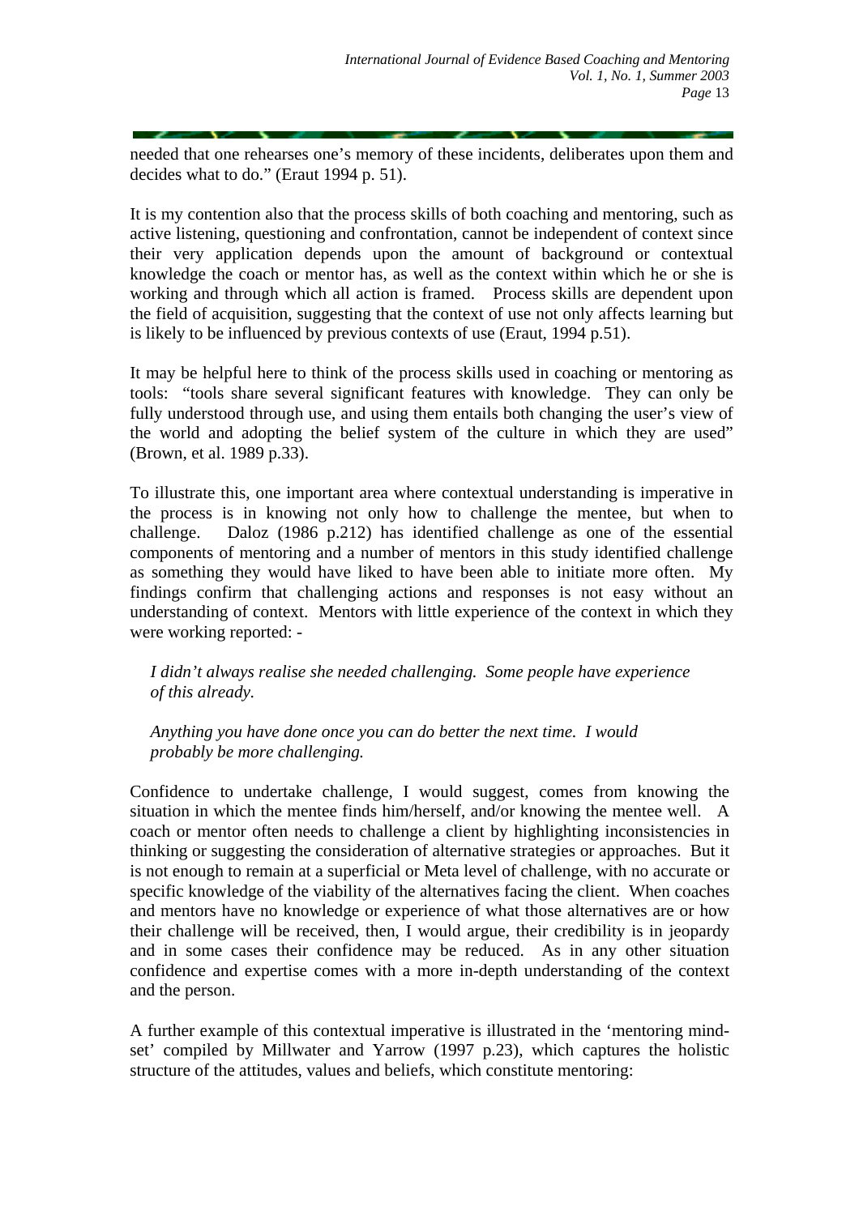needed that one rehearses one's memory of these incidents, deliberates upon them and decides what to do." (Eraut 1994 p. 51).

It is my contention also that the process skills of both coaching and mentoring, such as active listening, questioning and confrontation, cannot be independent of context since their very application depends upon the amount of background or contextual knowledge the coach or mentor has, as well as the context within which he or she is working and through which all action is framed. Process skills are dependent upon the field of acquisition, suggesting that the context of use not only affects learning but is likely to be influenced by previous contexts of use (Eraut, 1994 p.51).

It may be helpful here to think of the process skills used in coaching or mentoring as tools: "tools share several significant features with knowledge. They can only be fully understood through use, and using them entails both changing the user's view of the world and adopting the belief system of the culture in which they are used" (Brown, et al. 1989 p.33).

To illustrate this, one important area where contextual understanding is imperative in the process is in knowing not only how to challenge the mentee, but when to challenge. Daloz (1986 p.212) has identified challenge as one of the essential components of mentoring and a number of mentors in this study identified challenge as something they would have liked to have been able to initiate more often. My findings confirm that challenging actions and responses is not easy without an understanding of context. Mentors with little experience of the context in which they were working reported: -

> *I didn't always realise she needed challenging. Some people have experience of this already.*
>
> *Anything you have done once you can do better the next time. I would probably be more challenging.*

Confidence to undertake challenge, I would suggest, comes from knowing the situation in which the mentee finds him/herself, and/or knowing the mentee well. A coach or mentor often needs to challenge a client by highlighting inconsistencies in thinking or suggesting the consideration of alternative strategies or approaches. But it is not enough to remain at a superficial or Meta level of challenge, with no accurate or specific knowledge of the viability of the alternatives facing the client. When coaches and mentors have no knowledge or experience of what those alternatives are or how their challenge will be received, then, I would argue, their credibility is in jeopardy and in some cases their confidence may be reduced. As in any other situation confidence and expertise comes with a more in-depth understanding of the context and the person.

A further example of this contextual imperative is illustrated in the 'mentoring mind-set' compiled by Millwater and Yarrow (1997 p.23), which captures the holistic structure of the attitudes, values and beliefs, which constitute mentoring: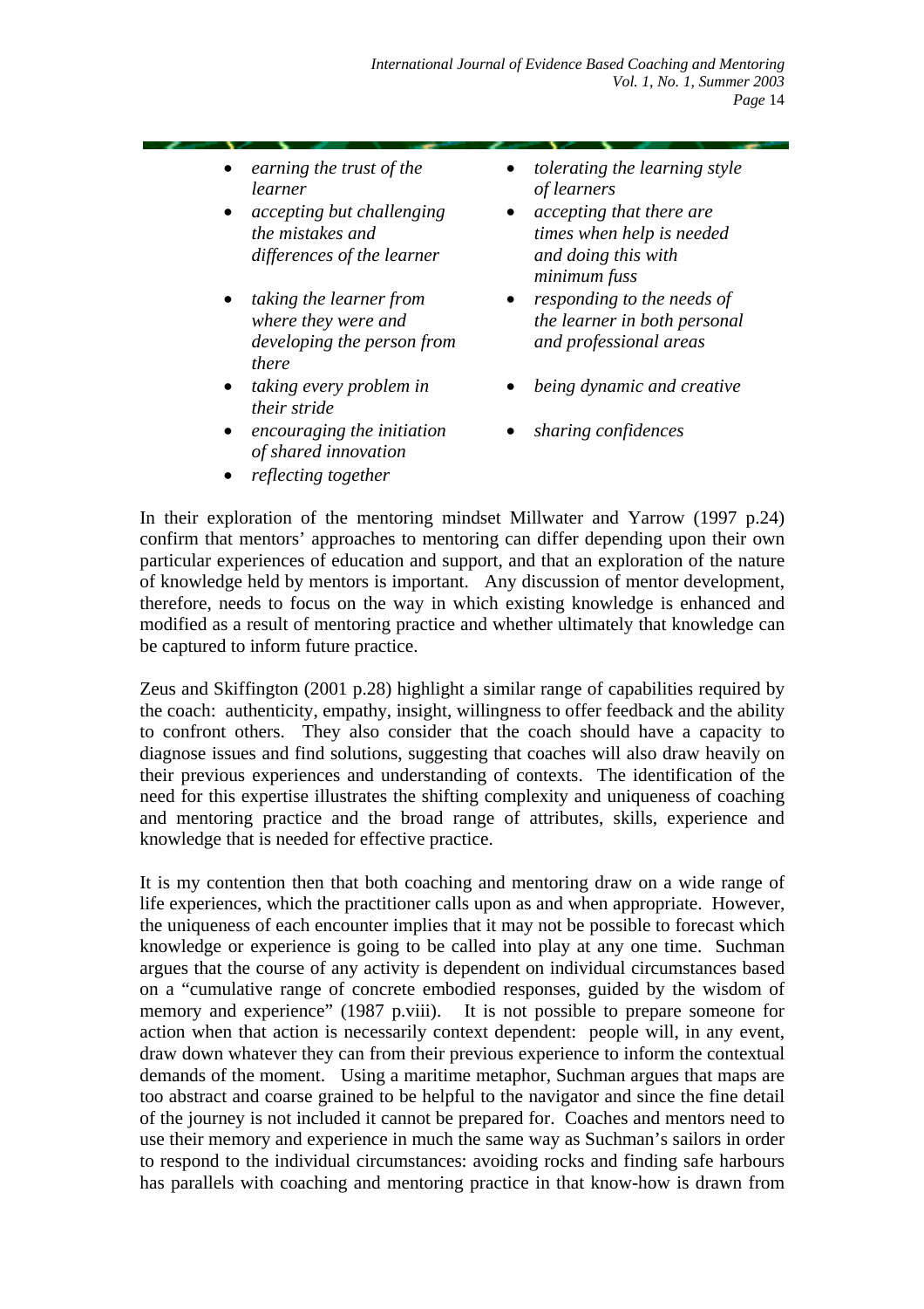- *earning the trust of the learner*
- *accepting but challenging the mistakes and differences of the learner*
- *taking the learner from where they were and developing the person from there*
- *taking every problem in their stride*
- *encouraging the initiation of shared innovation*
- *reflecting together*
- *tolerating the learning style of learners*
- *accepting that there are times when help is needed and doing this with minimum fuss*
- *responding to the needs of the learner in both personal and professional areas*
- *being dynamic and creative*
- *sharing confidences*

In their exploration of the mentoring mindset Millwater and Yarrow (1997 p.24) confirm that mentors' approaches to mentoring can differ depending upon their own particular experiences of education and support, and that an exploration of the nature of knowledge held by mentors is important. Any discussion of mentor development, therefore, needs to focus on the way in which existing knowledge is enhanced and modified as a result of mentoring practice and whether ultimately that knowledge can be captured to inform future practice.

Zeus and Skiffington (2001 p.28) highlight a similar range of capabilities required by the coach: authenticity, empathy, insight, willingness to offer feedback and the ability to confront others. They also consider that the coach should have a capacity to diagnose issues and find solutions, suggesting that coaches will also draw heavily on their previous experiences and understanding of contexts. The identification of the need for this expertise illustrates the shifting complexity and uniqueness of coaching and mentoring practice and the broad range of attributes, skills, experience and knowledge that is needed for effective practice.

It is my contention then that both coaching and mentoring draw on a wide range of life experiences, which the practitioner calls upon as and when appropriate. However, the uniqueness of each encounter implies that it may not be possible to forecast which knowledge or experience is going to be called into play at any one time. Suchman argues that the course of any activity is dependent on individual circumstances based on a "cumulative range of concrete embodied responses, guided by the wisdom of memory and experience" (1987 p.viii). It is not possible to prepare someone for action when that action is necessarily context dependent: people will, in any event, draw down whatever they can from their previous experience to inform the contextual demands of the moment. Using a maritime metaphor, Suchman argues that maps are too abstract and coarse grained to be helpful to the navigator and since the fine detail of the journey is not included it cannot be prepared for. Coaches and mentors need to use their memory and experience in much the same way as Suchman's sailors in order to respond to the individual circumstances: avoiding rocks and finding safe harbours has parallels with coaching and mentoring practice in that know-how is drawn from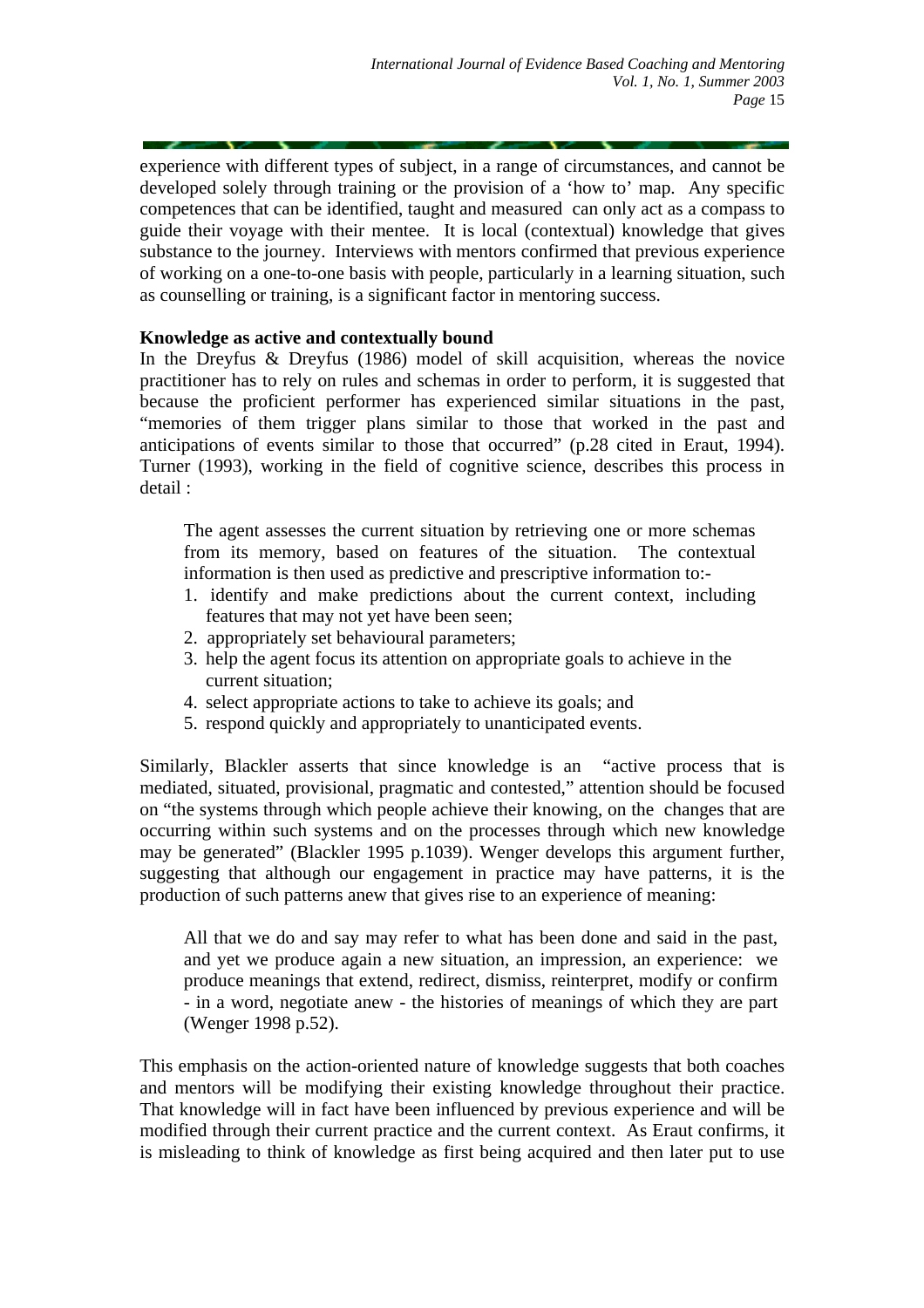experience with different types of subject, in a range of circumstances, and cannot be developed solely through training or the provision of a 'how to' map. Any specific competences that can be identified, taught and measured can only act as a compass to guide their voyage with their mentee. It is local (contextual) knowledge that gives substance to the journey. Interviews with mentors confirmed that previous experience of working on a one-to-one basis with people, particularly in a learning situation, such as counselling or training, is a significant factor in mentoring success.

**Knowledge as active and contextually bound**

In the Dreyfus & Dreyfus (1986) model of skill acquisition, whereas the novice practitioner has to rely on rules and schemas in order to perform, it is suggested that because the proficient performer has experienced similar situations in the past, "memories of them trigger plans similar to those that worked in the past and anticipations of events similar to those that occurred" (p.28 cited in Eraut, 1994). Turner (1993), working in the field of cognitive science, describes this process in detail :

> The agent assesses the current situation by retrieving one or more schemas from its memory, based on features of the situation. The contextual information is then used as predictive and prescriptive information to:-
>
> 1. identify and make predictions about the current context, including features that may not yet have been seen;
> 2. appropriately set behavioural parameters;
> 3. help the agent focus its attention on appropriate goals to achieve in the current situation;
> 4. select appropriate actions to take to achieve its goals; and
> 5. respond quickly and appropriately to unanticipated events.

Similarly, Blackler asserts that since knowledge is an "active process that is mediated, situated, provisional, pragmatic and contested," attention should be focused on "the systems through which people achieve their knowing, on the changes that are occurring within such systems and on the processes through which new knowledge may be generated" (Blackler 1995 p.1039). Wenger develops this argument further, suggesting that although our engagement in practice may have patterns, it is the production of such patterns anew that gives rise to an experience of meaning:

> All that we do and say may refer to what has been done and said in the past, and yet we produce again a new situation, an impression, an experience: we produce meanings that extend, redirect, dismiss, reinterpret, modify or confirm - in a word, negotiate anew - the histories of meanings of which they are part (Wenger 1998 p.52).

This emphasis on the action-oriented nature of knowledge suggests that both coaches and mentors will be modifying their existing knowledge throughout their practice. That knowledge will in fact have been influenced by previous experience and will be modified through their current practice and the current context. As Eraut confirms, it is misleading to think of knowledge as first being acquired and then later put to use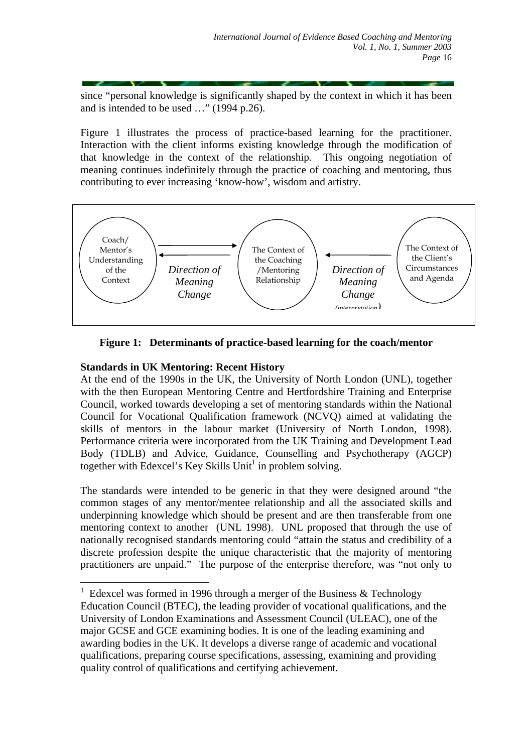since "personal knowledge is significantly shaped by the context in which it has been and is intended to be used …" (1994 p.26).

Figure 1 illustrates the process of practice-based learning for the practitioner. Interaction with the client informs existing knowledge through the modification of that knowledge in the context of the relationship. This ongoing negotiation of meaning continues indefinitely through the practice of coaching and mentoring, thus contributing to ever increasing 'know-how', wisdom and artistry.

Coach/ Mentor's Understanding of the Context ⇄ *Direction of Meaning Change* ⇄ The Context of the Coaching /Mentoring Relationship ← *Direction of Meaning Change (interpretation)* ← The Context of the Client's Circumstances and Agenda

**Figure 1: Determinants of practice-based learning for the coach/mentor**

**Standards in UK Mentoring: Recent History**

At the end of the 1990s in the UK, the University of North London (UNL), together with the then European Mentoring Centre and Hertfordshire Training and Enterprise Council, worked towards developing a set of mentoring standards within the National Council for Vocational Qualification framework (NCVQ) aimed at validating the skills of mentors in the labour market (University of North London, 1998). Performance criteria were incorporated from the UK Training and Development Lead Body (TDLB) and Advice, Guidance, Counselling and Psychotherapy (AGCP) together with Edexcel's Key Skills Unit[1] in problem solving.

The standards were intended to be generic in that they were designed around "the common stages of any mentor/mentee relationship and all the associated skills and underpinning knowledge which should be present and are then transferable from one mentoring context to another (UNL 1998). UNL proposed that through the use of nationally recognised standards mentoring could "attain the status and credibility of a discrete profession despite the unique characteristic that the majority of mentoring practitioners are unpaid." The purpose of the enterprise therefore, was "not only to

[1] Edexcel was formed in 1996 through a merger of the Business & Technology Education Council (BTEC), the leading provider of vocational qualifications, and the University of London Examinations and Assessment Council (ULEAC), one of the major GCSE and GCE examining bodies. It is one of the leading examining and awarding bodies in the UK. It develops a diverse range of academic and vocational qualifications, preparing course specifications, assessing, examining and providing quality control of qualifications and certifying achievement.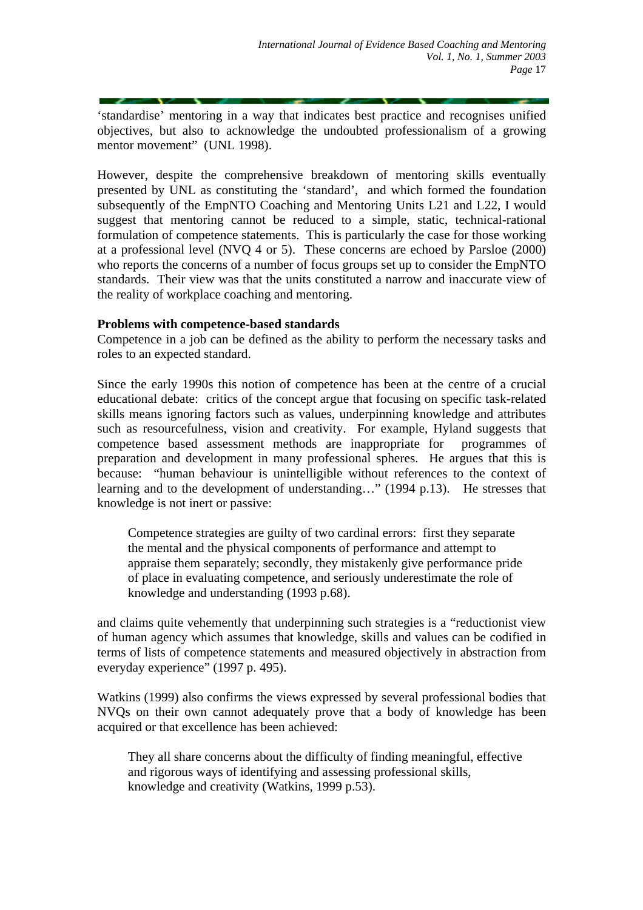'standardise' mentoring in a way that indicates best practice and recognises unified objectives, but also to acknowledge the undoubted professionalism of a growing mentor movement" (UNL 1998).

However, despite the comprehensive breakdown of mentoring skills eventually presented by UNL as constituting the 'standard', and which formed the foundation subsequently of the EmpNTO Coaching and Mentoring Units L21 and L22, I would suggest that mentoring cannot be reduced to a simple, static, technical-rational formulation of competence statements. This is particularly the case for those working at a professional level (NVQ 4 or 5). These concerns are echoed by Parsloe (2000) who reports the concerns of a number of focus groups set up to consider the EmpNTO standards. Their view was that the units constituted a narrow and inaccurate view of the reality of workplace coaching and mentoring.

**Problems with competence-based standards**

Competence in a job can be defined as the ability to perform the necessary tasks and roles to an expected standard.

Since the early 1990s this notion of competence has been at the centre of a crucial educational debate: critics of the concept argue that focusing on specific task-related skills means ignoring factors such as values, underpinning knowledge and attributes such as resourcefulness, vision and creativity. For example, Hyland suggests that competence based assessment methods are inappropriate for programmes of preparation and development in many professional spheres. He argues that this is because: "human behaviour is unintelligible without references to the context of learning and to the development of understanding…" (1994 p.13). He stresses that knowledge is not inert or passive:

> Competence strategies are guilty of two cardinal errors: first they separate the mental and the physical components of performance and attempt to appraise them separately; secondly, they mistakenly give performance pride of place in evaluating competence, and seriously underestimate the role of knowledge and understanding (1993 p.68).

and claims quite vehemently that underpinning such strategies is a "reductionist view of human agency which assumes that knowledge, skills and values can be codified in terms of lists of competence statements and measured objectively in abstraction from everyday experience" (1997 p. 495).

Watkins (1999) also confirms the views expressed by several professional bodies that NVQs on their own cannot adequately prove that a body of knowledge has been acquired or that excellence has been achieved:

> They all share concerns about the difficulty of finding meaningful, effective and rigorous ways of identifying and assessing professional skills, knowledge and creativity (Watkins, 1999 p.53).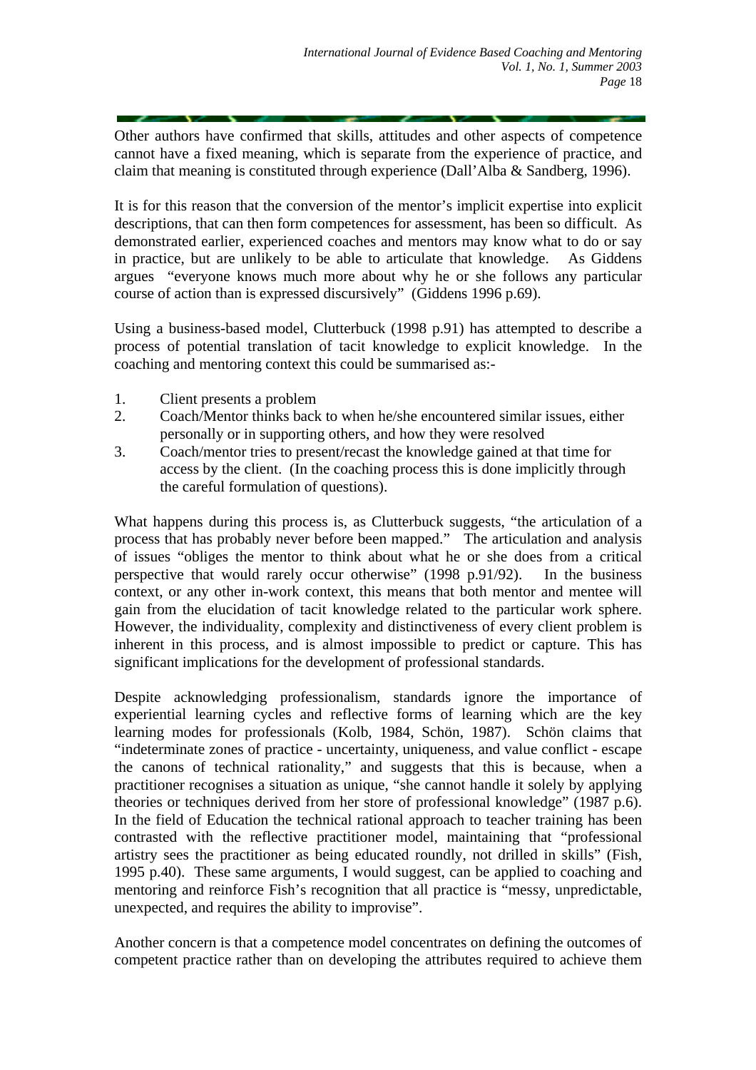Other authors have confirmed that skills, attitudes and other aspects of competence cannot have a fixed meaning, which is separate from the experience of practice, and claim that meaning is constituted through experience (Dall'Alba & Sandberg, 1996).

It is for this reason that the conversion of the mentor's implicit expertise into explicit descriptions, that can then form competences for assessment, has been so difficult. As demonstrated earlier, experienced coaches and mentors may know what to do or say in practice, but are unlikely to be able to articulate that knowledge. As Giddens argues "everyone knows much more about why he or she follows any particular course of action than is expressed discursively" (Giddens 1996 p.69).

Using a business-based model, Clutterbuck (1998 p.91) has attempted to describe a process of potential translation of tacit knowledge to explicit knowledge. In the coaching and mentoring context this could be summarised as:-

1. Client presents a problem
2. Coach/Mentor thinks back to when he/she encountered similar issues, either personally or in supporting others, and how they were resolved
3. Coach/mentor tries to present/recast the knowledge gained at that time for access by the client. (In the coaching process this is done implicitly through the careful formulation of questions).

What happens during this process is, as Clutterbuck suggests, "the articulation of a process that has probably never before been mapped." The articulation and analysis of issues "obliges the mentor to think about what he or she does from a critical perspective that would rarely occur otherwise" (1998 p.91/92). In the business context, or any other in-work context, this means that both mentor and mentee will gain from the elucidation of tacit knowledge related to the particular work sphere. However, the individuality, complexity and distinctiveness of every client problem is inherent in this process, and is almost impossible to predict or capture. This has significant implications for the development of professional standards.

Despite acknowledging professionalism, standards ignore the importance of experiential learning cycles and reflective forms of learning which are the key learning modes for professionals (Kolb, 1984, Schön, 1987). Schön claims that "indeterminate zones of practice - uncertainty, uniqueness, and value conflict - escape the canons of technical rationality," and suggests that this is because, when a practitioner recognises a situation as unique, "she cannot handle it solely by applying theories or techniques derived from her store of professional knowledge" (1987 p.6). In the field of Education the technical rational approach to teacher training has been contrasted with the reflective practitioner model, maintaining that "professional artistry sees the practitioner as being educated roundly, not drilled in skills" (Fish, 1995 p.40). These same arguments, I would suggest, can be applied to coaching and mentoring and reinforce Fish's recognition that all practice is "messy, unpredictable, unexpected, and requires the ability to improvise".

Another concern is that a competence model concentrates on defining the outcomes of competent practice rather than on developing the attributes required to achieve them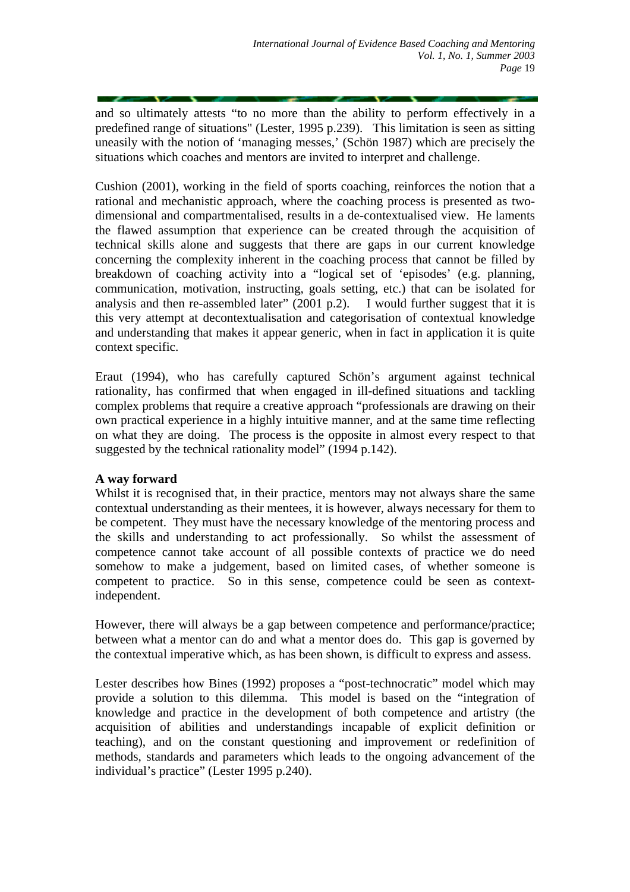and so ultimately attests "to no more than the ability to perform effectively in a predefined range of situations" (Lester, 1995 p.239). This limitation is seen as sitting uneasily with the notion of 'managing messes,' (Schön 1987) which are precisely the situations which coaches and mentors are invited to interpret and challenge.

Cushion (2001), working in the field of sports coaching, reinforces the notion that a rational and mechanistic approach, where the coaching process is presented as two-dimensional and compartmentalised, results in a de-contextualised view. He laments the flawed assumption that experience can be created through the acquisition of technical skills alone and suggests that there are gaps in our current knowledge concerning the complexity inherent in the coaching process that cannot be filled by breakdown of coaching activity into a "logical set of 'episodes' (e.g. planning, communication, motivation, instructing, goals setting, etc.) that can be isolated for analysis and then re-assembled later" (2001 p.2). I would further suggest that it is this very attempt at decontextualisation and categorisation of contextual knowledge and understanding that makes it appear generic, when in fact in application it is quite context specific.

Eraut (1994), who has carefully captured Schön's argument against technical rationality, has confirmed that when engaged in ill-defined situations and tackling complex problems that require a creative approach "professionals are drawing on their own practical experience in a highly intuitive manner, and at the same time reflecting on what they are doing. The process is the opposite in almost every respect to that suggested by the technical rationality model" (1994 p.142).

**A way forward**

Whilst it is recognised that, in their practice, mentors may not always share the same contextual understanding as their mentees, it is however, always necessary for them to be competent. They must have the necessary knowledge of the mentoring process and the skills and understanding to act professionally. So whilst the assessment of competence cannot take account of all possible contexts of practice we do need somehow to make a judgement, based on limited cases, of whether someone is competent to practice. So in this sense, competence could be seen as context-independent.

However, there will always be a gap between competence and performance/practice; between what a mentor can do and what a mentor does do. This gap is governed by the contextual imperative which, as has been shown, is difficult to express and assess.

Lester describes how Bines (1992) proposes a "post-technocratic" model which may provide a solution to this dilemma. This model is based on the "integration of knowledge and practice in the development of both competence and artistry (the acquisition of abilities and understandings incapable of explicit definition or teaching), and on the constant questioning and improvement or redefinition of methods, standards and parameters which leads to the ongoing advancement of the individual's practice" (Lester 1995 p.240).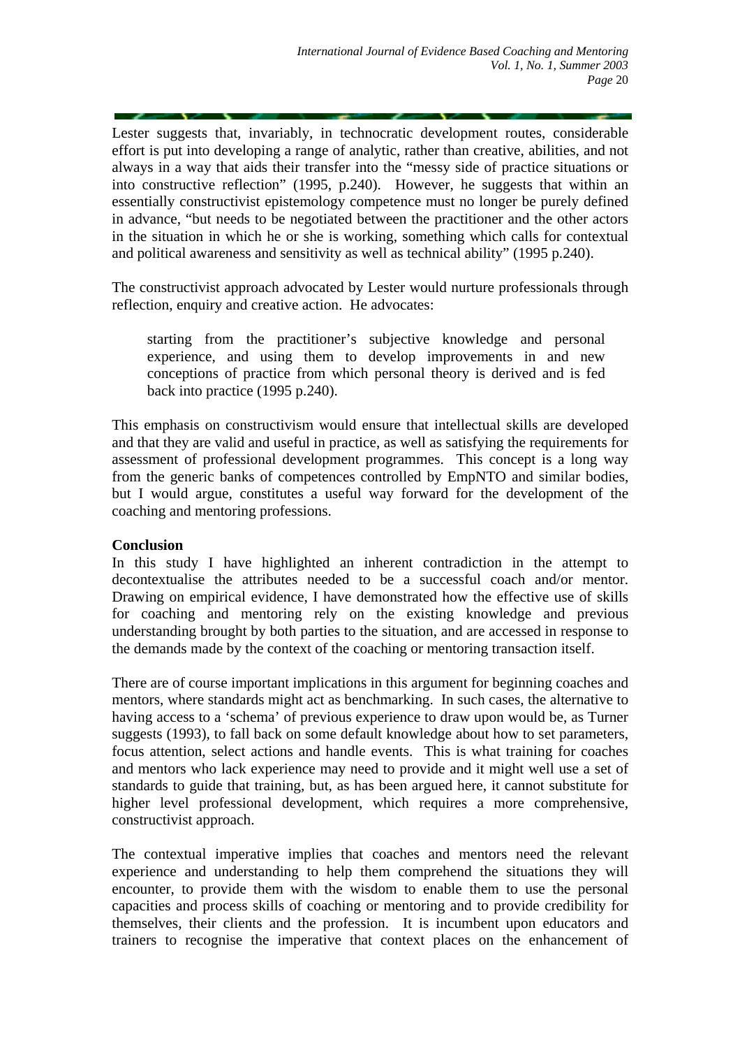Lester suggests that, invariably, in technocratic development routes, considerable effort is put into developing a range of analytic, rather than creative, abilities, and not always in a way that aids their transfer into the "messy side of practice situations or into constructive reflection" (1995, p.240). However, he suggests that within an essentially constructivist epistemology competence must no longer be purely defined in advance, "but needs to be negotiated between the practitioner and the other actors in the situation in which he or she is working, something which calls for contextual and political awareness and sensitivity as well as technical ability" (1995 p.240).

The constructivist approach advocated by Lester would nurture professionals through reflection, enquiry and creative action. He advocates:

> starting from the practitioner's subjective knowledge and personal experience, and using them to develop improvements in and new conceptions of practice from which personal theory is derived and is fed back into practice (1995 p.240).

This emphasis on constructivism would ensure that intellectual skills are developed and that they are valid and useful in practice, as well as satisfying the requirements for assessment of professional development programmes. This concept is a long way from the generic banks of competences controlled by EmpNTO and similar bodies, but I would argue, constitutes a useful way forward for the development of the coaching and mentoring professions.

**Conclusion**

In this study I have highlighted an inherent contradiction in the attempt to decontextualise the attributes needed to be a successful coach and/or mentor. Drawing on empirical evidence, I have demonstrated how the effective use of skills for coaching and mentoring rely on the existing knowledge and previous understanding brought by both parties to the situation, and are accessed in response to the demands made by the context of the coaching or mentoring transaction itself.

There are of course important implications in this argument for beginning coaches and mentors, where standards might act as benchmarking. In such cases, the alternative to having access to a 'schema' of previous experience to draw upon would be, as Turner suggests (1993), to fall back on some default knowledge about how to set parameters, focus attention, select actions and handle events. This is what training for coaches and mentors who lack experience may need to provide and it might well use a set of standards to guide that training, but, as has been argued here, it cannot substitute for higher level professional development, which requires a more comprehensive, constructivist approach.

The contextual imperative implies that coaches and mentors need the relevant experience and understanding to help them comprehend the situations they will encounter, to provide them with the wisdom to enable them to use the personal capacities and process skills of coaching or mentoring and to provide credibility for themselves, their clients and the profession. It is incumbent upon educators and trainers to recognise the imperative that context places on the enhancement of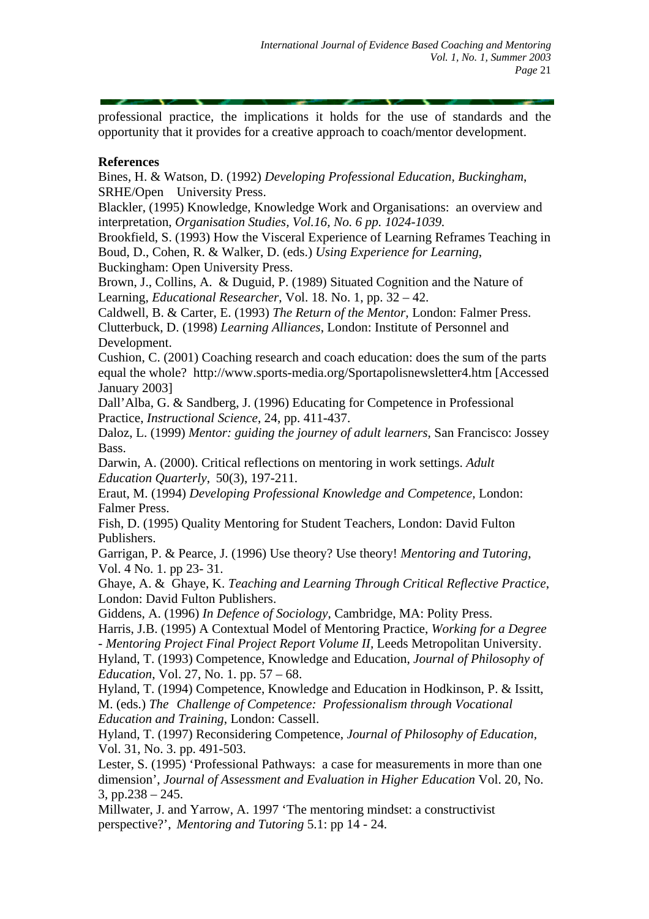professional practice, the implications it holds for the use of standards and the opportunity that it provides for a creative approach to coach/mentor development.

**References**

Bines, H. & Watson, D. (1992) *Developing Professional Education, Buckingham*, SRHE/Open University Press.

Blackler, (1995) Knowledge, Knowledge Work and Organisations: an overview and interpretation, *Organisation Studies, Vol.16, No. 6 pp. 1024-1039.*

Brookfield, S. (1993) How the Visceral Experience of Learning Reframes Teaching in Boud, D., Cohen, R. & Walker, D. (eds.) *Using Experience for Learning*, Buckingham: Open University Press.

Brown, J., Collins, A. & Duguid, P. (1989) Situated Cognition and the Nature of Learning, *Educational Researcher*, Vol. 18. No. 1, pp. 32 – 42.

Caldwell, B. & Carter, E. (1993) *The Return of the Mentor*, London: Falmer Press.

Clutterbuck, D. (1998) *Learning Alliances*, London: Institute of Personnel and Development.

Cushion, C. (2001) Coaching research and coach education: does the sum of the parts equal the whole? http://www.sports-media.org/Sportapolisnewsletter4.htm [Accessed January 2003]

Dall'Alba, G. & Sandberg, J. (1996) Educating for Competence in Professional Practice, *Instructional Science*, 24, pp. 411-437.

Daloz, L. (1999) *Mentor: guiding the journey of adult learners*, San Francisco: Jossey Bass.

Darwin, A. (2000). Critical reflections on mentoring in work settings. *Adult Education Quarterly*, 50(3), 197-211.

Eraut, M. (1994) *Developing Professional Knowledge and Competence*, London: Falmer Press.

Fish, D. (1995) Quality Mentoring for Student Teachers, London: David Fulton Publishers.

Garrigan, P. & Pearce, J. (1996) Use theory? Use theory! *Mentoring and Tutoring*, Vol. 4 No. 1. pp 23- 31.

Ghaye, A. & Ghaye, K. *Teaching and Learning Through Critical Reflective Practice*, London: David Fulton Publishers.

Giddens, A. (1996) *In Defence of Sociology*, Cambridge, MA: Polity Press.

Harris, J.B. (1995) A Contextual Model of Mentoring Practice, *Working for a Degree - Mentoring Project Final Project Report Volume II*, Leeds Metropolitan University.

Hyland, T. (1993) Competence, Knowledge and Education, *Journal of Philosophy of Education*, Vol. 27, No. 1. pp. 57 – 68.

Hyland, T. (1994) Competence, Knowledge and Education in Hodkinson, P. & Issitt, M. (eds.) *The Challenge of Competence: Professionalism through Vocational Education and Training*, London: Cassell.

Hyland, T. (1997) Reconsidering Competence, *Journal of Philosophy of Education*, Vol. 31, No. 3. pp. 491-503.

Lester, S. (1995) 'Professional Pathways: a case for measurements in more than one dimension', *Journal of Assessment and Evaluation in Higher Education* Vol. 20, No. 3, pp.238 – 245.

Millwater, J. and Yarrow, A. 1997 'The mentoring mindset: a constructivist perspective?', *Mentoring and Tutoring* 5.1: pp 14 - 24.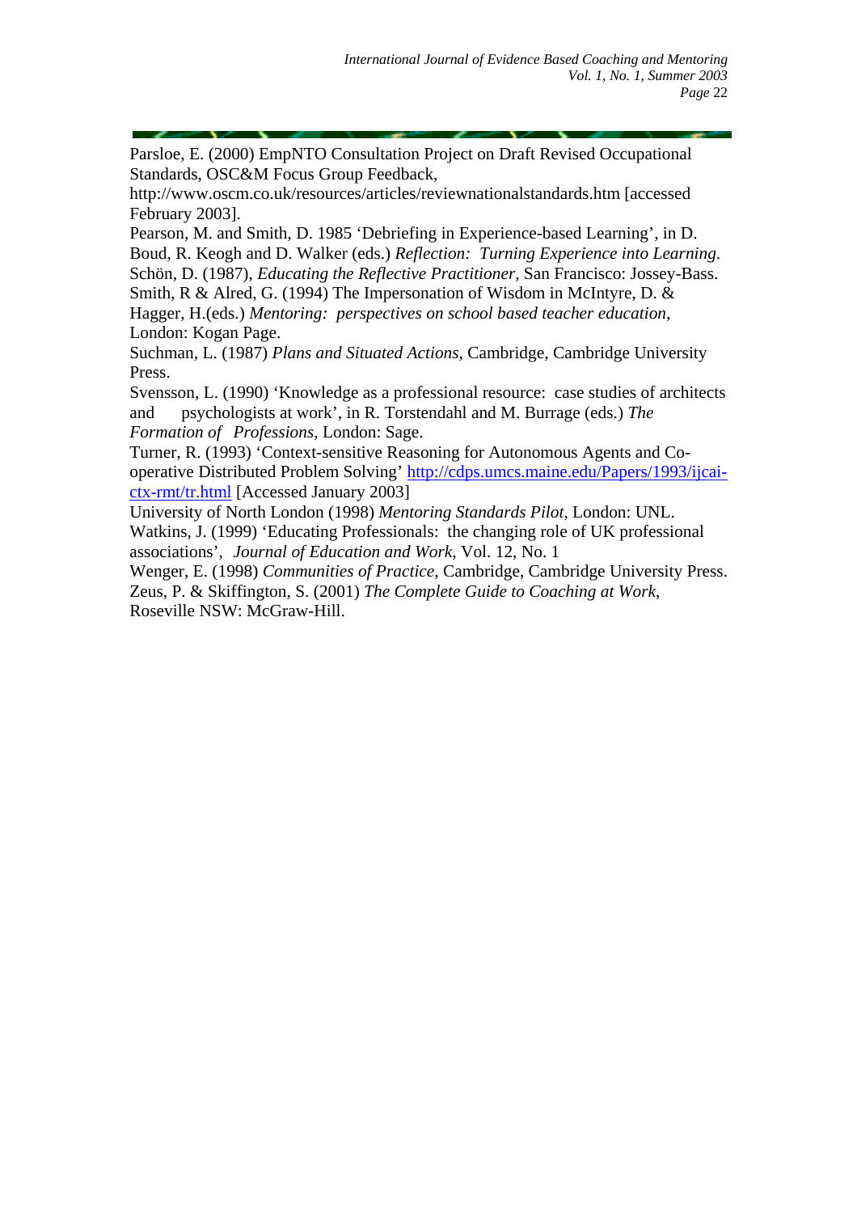Parsloe, E. (2000) EmpNTO Consultation Project on Draft Revised Occupational Standards, OSC&M Focus Group Feedback, http://www.oscm.co.uk/resources/articles/reviewnationalstandards.htm [accessed February 2003].

Pearson, M. and Smith, D. 1985 'Debriefing in Experience-based Learning', in D. Boud, R. Keogh and D. Walker (eds.) *Reflection: Turning Experience into Learning*.

Schön, D. (1987), *Educating the Reflective Practitioner*, San Francisco: Jossey-Bass.

Smith, R & Alred, G. (1994) The Impersonation of Wisdom in McIntyre, D. & Hagger, H.(eds.) *Mentoring: perspectives on school based teacher education*, London: Kogan Page.

Suchman, L. (1987) *Plans and Situated Actions*, Cambridge, Cambridge University Press.

Svensson, L. (1990) 'Knowledge as a professional resource: case studies of architects and psychologists at work', in R. Torstendahl and M. Burrage (eds.) *The Formation of Professions*, London: Sage.

Turner, R. (1993) 'Context-sensitive Reasoning for Autonomous Agents and Co-operative Distributed Problem Solving' http://cdps.umcs.maine.edu/Papers/1993/ijcai-ctx-rmt/tr.html [Accessed January 2003]

University of North London (1998) *Mentoring Standards Pilot*, London: UNL.

Watkins, J. (1999) 'Educating Professionals: the changing role of UK professional associations', *Journal of Education and Work*, Vol. 12, No. 1

Wenger, E. (1998) *Communities of Practice*, Cambridge, Cambridge University Press.

Zeus, P. & Skiffington, S. (2001) *The Complete Guide to Coaching at Work*, Roseville NSW: McGraw-Hill.